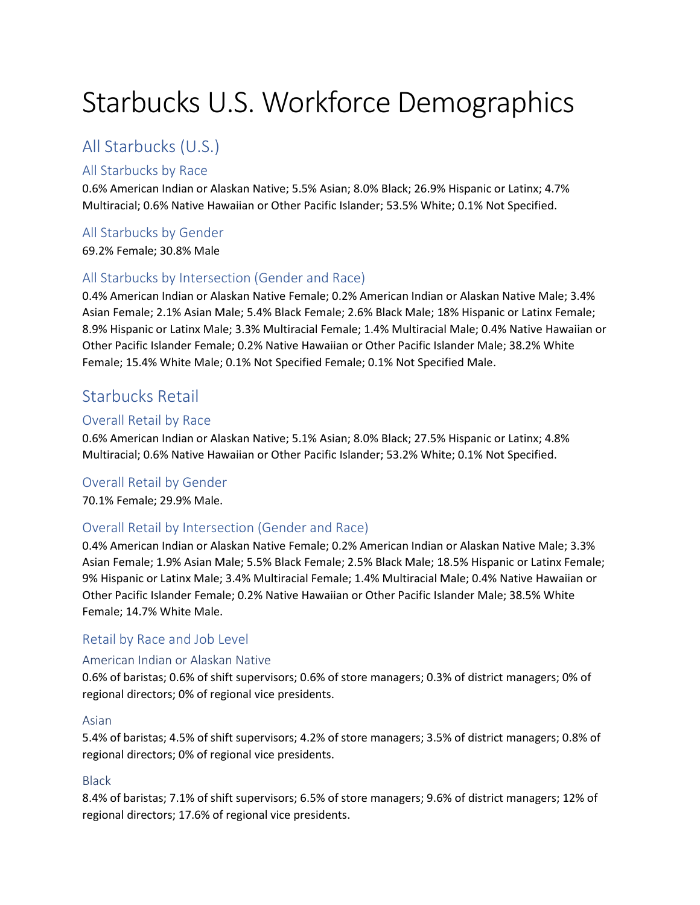# Starbucks U.S. Workforce Demographics

## All Starbucks (U.S.)

### All Starbucks by Race

0.6% American Indian or Alaskan Native; 5.5% Asian; 8.0% Black; 26.9% Hispanic or Latinx; 4.7% Multiracial; 0.6% Native Hawaiian or Other Pacific Islander; 53.5% White; 0.1% Not Specified.

### All Starbucks by Gender

69.2% Female; 30.8% Male

### All Starbucks by Intersection (Gender and Race)

0.4% American Indian or Alaskan Native Female; 0.2% American Indian or Alaskan Native Male; 3.4% Asian Female; 2.1% Asian Male; 5.4% Black Female; 2.6% Black Male; 18% Hispanic or Latinx Female; 8.9% Hispanic or Latinx Male; 3.3% Multiracial Female; 1.4% Multiracial Male; 0.4% Native Hawaiian or Other Pacific Islander Female; 0.2% Native Hawaiian or Other Pacific Islander Male; 38.2% White Female; 15.4% White Male; 0.1% Not Specified Female; 0.1% Not Specified Male.

## Starbucks Retail

### Overall Retail by Race

0.6% American Indian or Alaskan Native; 5.1% Asian; 8.0% Black; 27.5% Hispanic or Latinx; 4.8% Multiracial; 0.6% Native Hawaiian or Other Pacific Islander; 53.2% White; 0.1% Not Specified.

### Overall Retail by Gender

70.1% Female; 29.9% Male.

### Overall Retail by Intersection (Gender and Race)

0.4% American Indian or Alaskan Native Female; 0.2% American Indian or Alaskan Native Male; 3.3% Asian Female; 1.9% Asian Male; 5.5% Black Female; 2.5% Black Male; 18.5% Hispanic or Latinx Female; 9% Hispanic or Latinx Male; 3.4% Multiracial Female; 1.4% Multiracial Male; 0.4% Native Hawaiian or Other Pacific Islander Female; 0.2% Native Hawaiian or Other Pacific Islander Male; 38.5% White Female; 14.7% White Male.

### Retail by Race and Job Level

#### American Indian or Alaskan Native

0.6% of baristas; 0.6% of shift supervisors; 0.6% of store managers; 0.3% of district managers; 0% of regional directors; 0% of regional vice presidents.

#### Asian

5.4% of baristas; 4.5% of shift supervisors; 4.2% of store managers; 3.5% of district managers; 0.8% of regional directors; 0% of regional vice presidents.

#### Black

8.4% of baristas; 7.1% of shift supervisors; 6.5% of store managers; 9.6% of district managers; 12% of regional directors; 17.6% of regional vice presidents.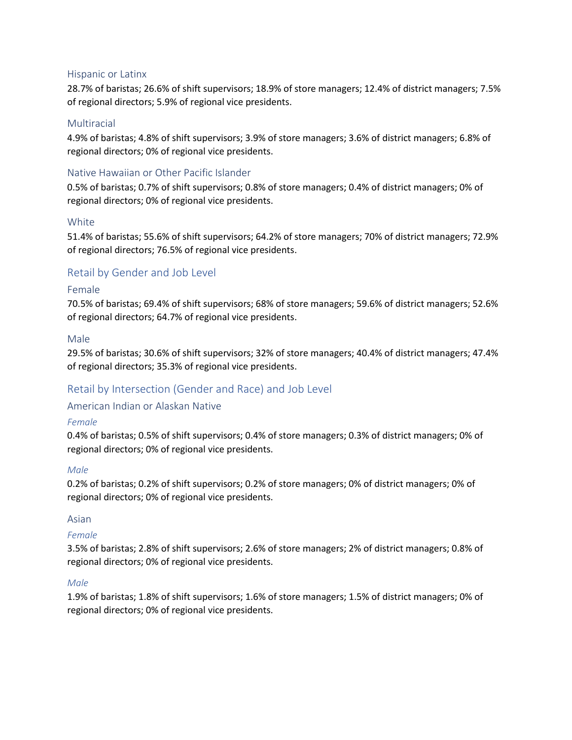### Hispanic or Latinx

28.7% of baristas; 26.6% of shift supervisors; 18.9% of store managers; 12.4% of district managers; 7.5% of regional directors; 5.9% of regional vice presidents.

### Multiracial

4.9% of baristas; 4.8% of shift supervisors; 3.9% of store managers; 3.6% of district managers; 6.8% of regional directors; 0% of regional vice presidents.

### Native Hawaiian or Other Pacific Islander

0.5% of baristas; 0.7% of shift supervisors; 0.8% of store managers; 0.4% of district managers; 0% of regional directors; 0% of regional vice presidents.

### White

51.4% of baristas; 55.6% of shift supervisors; 64.2% of store managers; 70% of district managers; 72.9% of regional directors; 76.5% of regional vice presidents.

## Retail by Gender and Job Level

### Female

70.5% of baristas; 69.4% of shift supervisors; 68% of store managers; 59.6% of district managers; 52.6% of regional directors; 64.7% of regional vice presidents.

### Male

29.5% of baristas; 30.6% of shift supervisors; 32% of store managers; 40.4% of district managers; 47.4% of regional directors; 35.3% of regional vice presidents.

## Retail by Intersection (Gender and Race) and Job Level

### American Indian or Alaskan Native

*Female*

0.4% of baristas; 0.5% of shift supervisors; 0.4% of store managers; 0.3% of district managers; 0% of regional directors; 0% of regional vice presidents.

*Male*

0.2% of baristas; 0.2% of shift supervisors; 0.2% of store managers; 0% of district managers; 0% of regional directors; 0% of regional vice presidents.

### Asian

*Female*

3.5% of baristas; 2.8% of shift supervisors; 2.6% of store managers; 2% of district managers; 0.8% of regional directors; 0% of regional vice presidents.

*Male*

1.9% of baristas; 1.8% of shift supervisors; 1.6% of store managers; 1.5% of district managers; 0% of regional directors; 0% of regional vice presidents.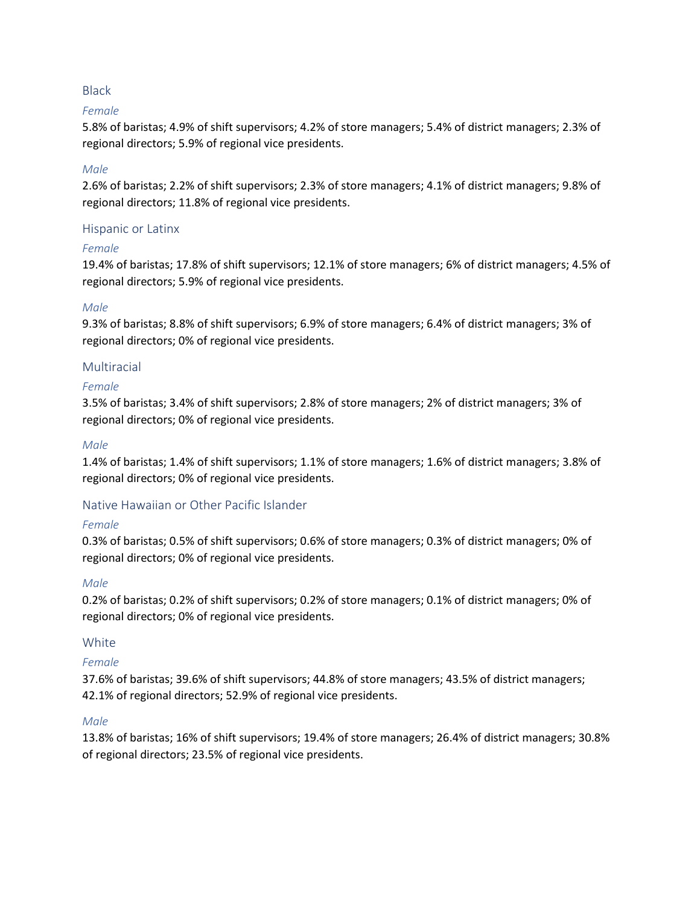## Black

### *Female*

5.8% of baristas; 4.9% of shift supervisors; 4.2% of store managers; 5.4% of district managers; 2.3% of regional directors; 5.9% of regional vice presidents.

### *Male*

2.6% of baristas; 2.2% of shift supervisors; 2.3% of store managers; 4.1% of district managers; 9.8% of regional directors; 11.8% of regional vice presidents.

## Hispanic or Latinx

### *Female*

19.4% of baristas; 17.8% of shift supervisors; 12.1% of store managers; 6% of district managers; 4.5% of regional directors; 5.9% of regional vice presidents.

### *Male*

9.3% of baristas; 8.8% of shift supervisors; 6.9% of store managers; 6.4% of district managers; 3% of regional directors; 0% of regional vice presidents.

## Multiracial

### *Female*

3.5% of baristas; 3.4% of shift supervisors; 2.8% of store managers; 2% of district managers; 3% of regional directors; 0% of regional vice presidents.

### *Male*

1.4% of baristas; 1.4% of shift supervisors; 1.1% of store managers; 1.6% of district managers; 3.8% of regional directors; 0% of regional vice presidents.

## Native Hawaiian or Other Pacific Islander

### *Female*

0.3% of baristas; 0.5% of shift supervisors; 0.6% of store managers; 0.3% of district managers; 0% of regional directors; 0% of regional vice presidents.

### *Male*

0.2% of baristas; 0.2% of shift supervisors; 0.2% of store managers; 0.1% of district managers; 0% of regional directors; 0% of regional vice presidents.

## White

### *Female*

37.6% of baristas; 39.6% of shift supervisors; 44.8% of store managers; 43.5% of district managers; 42.1% of regional directors; 52.9% of regional vice presidents.

### *Male*

13.8% of baristas; 16% of shift supervisors; 19.4% of store managers; 26.4% of district managers; 30.8% of regional directors; 23.5% of regional vice presidents.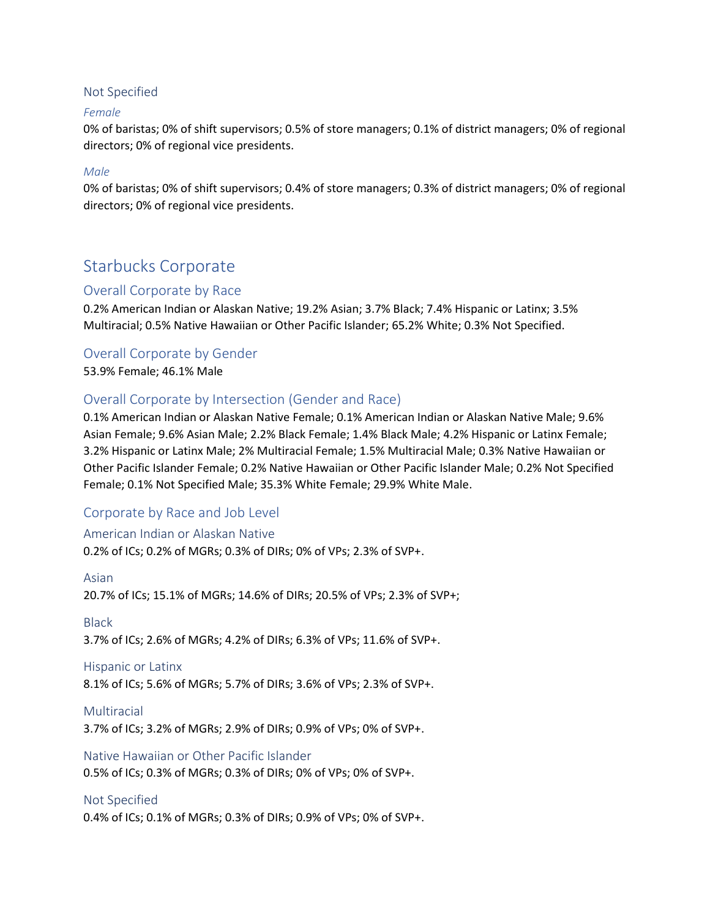### Not Specified

*Female*

0% of baristas; 0% of shift supervisors; 0.5% of store managers; 0.1% of district managers; 0% of regional directors; 0% of regional vice presidents.

*Male*

0% of baristas; 0% of shift supervisors; 0.4% of store managers; 0.3% of district managers; 0% of regional directors; 0% of regional vice presidents.

# Starbucks Corporate

## Overall Corporate by Race

0.2% American Indian or Alaskan Native; 19.2% Asian; 3.7% Black; 7.4% Hispanic or Latinx; 3.5% Multiracial; 0.5% Native Hawaiian or Other Pacific Islander; 65.2% White; 0.3% Not Specified.

## Overall Corporate by Gender

53.9% Female; 46.1% Male

## Overall Corporate by Intersection (Gender and Race)

0.1% American Indian or Alaskan Native Female; 0.1% American Indian or Alaskan Native Male; 9.6% Asian Female; 9.6% Asian Male; 2.2% Black Female; 1.4% Black Male; 4.2% Hispanic or Latinx Female; 3.2% Hispanic or Latinx Male; 2% Multiracial Female; 1.5% Multiracial Male; 0.3% Native Hawaiian or Other Pacific Islander Female; 0.2% Native Hawaiian or Other Pacific Islander Male; 0.2% Not Specified Female; 0.1% Not Specified Male; 35.3% White Female; 29.9% White Male.

## Corporate by Race and Job Level

### American Indian or Alaskan Native

0.2% of ICs; 0.2% of MGRs; 0.3% of DIRs; 0% of VPs; 2.3% of SVP+.

### Asian

20.7% of ICs; 15.1% of MGRs; 14.6% of DIRs; 20.5% of VPs; 2.3% of SVP+;

### Black

3.7% of ICs; 2.6% of MGRs; 4.2% of DIRs; 6.3% of VPs; 11.6% of SVP+.

### Hispanic or Latinx

8.1% of ICs; 5.6% of MGRs; 5.7% of DIRs; 3.6% of VPs; 2.3% of SVP+.

### Multiracial

3.7% of ICs; 3.2% of MGRs; 2.9% of DIRs; 0.9% of VPs; 0% of SVP+.

### Native Hawaiian or Other Pacific Islander

0.5% of ICs; 0.3% of MGRs; 0.3% of DIRs; 0% of VPs; 0% of SVP+.

### Not Specified

0.4% of ICs; 0.1% of MGRs; 0.3% of DIRs; 0.9% of VPs; 0% of SVP+.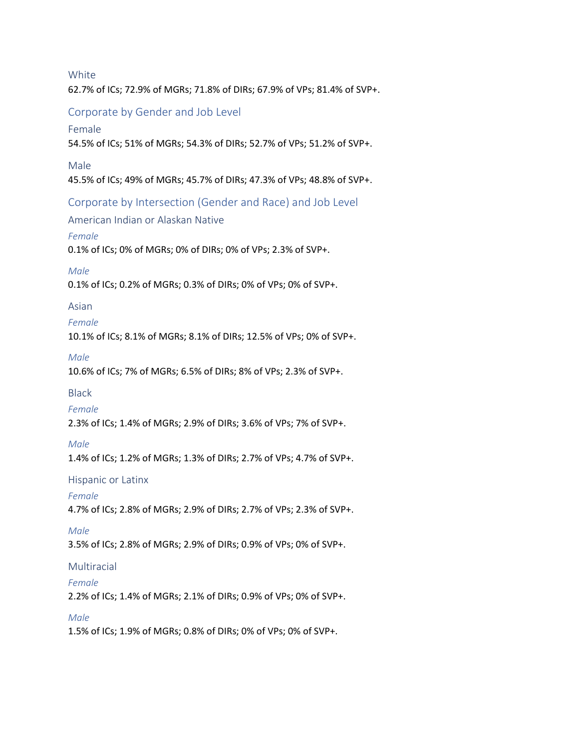### White

62.7% of ICs; 72.9% of MGRs; 71.8% of DIRs; 67.9% of VPs; 81.4% of SVP+.

## Corporate by Gender and Job Level

### Female

54.5% of ICs; 51% of MGRs; 54.3% of DIRs; 52.7% of VPs; 51.2% of SVP+.

### Male

45.5% of ICs; 49% of MGRs; 45.7% of DIRs; 47.3% of VPs; 48.8% of SVP+.

## Corporate by Intersection (Gender and Race) and Job Level

### American Indian or Alaskan Native

#### *Female*

0.1% of ICs; 0% of MGRs; 0% of DIRs; 0% of VPs; 2.3% of SVP+.

#### *Male*

0.1% of ICs; 0.2% of MGRs; 0.3% of DIRs; 0% of VPs; 0% of SVP+.

### Asian

#### *Female*

10.1% of ICs; 8.1% of MGRs; 8.1% of DIRs; 12.5% of VPs; 0% of SVP+.

#### *Male*

10.6% of ICs; 7% of MGRs; 6.5% of DIRs; 8% of VPs; 2.3% of SVP+.

### Black

#### *Female*

2.3% of ICs; 1.4% of MGRs; 2.9% of DIRs; 3.6% of VPs; 7% of SVP+.

#### *Male*

1.4% of ICs; 1.2% of MGRs; 1.3% of DIRs; 2.7% of VPs; 4.7% of SVP+.

### Hispanic or Latinx

#### *Female*

4.7% of ICs; 2.8% of MGRs; 2.9% of DIRs; 2.7% of VPs; 2.3% of SVP+.

#### *Male*

3.5% of ICs; 2.8% of MGRs; 2.9% of DIRs; 0.9% of VPs; 0% of SVP+.

### Multiracial

#### *Female*

2.2% of ICs; 1.4% of MGRs; 2.1% of DIRs; 0.9% of VPs; 0% of SVP+.

#### *Male*

1.5% of ICs; 1.9% of MGRs; 0.8% of DIRs; 0% of VPs; 0% of SVP+.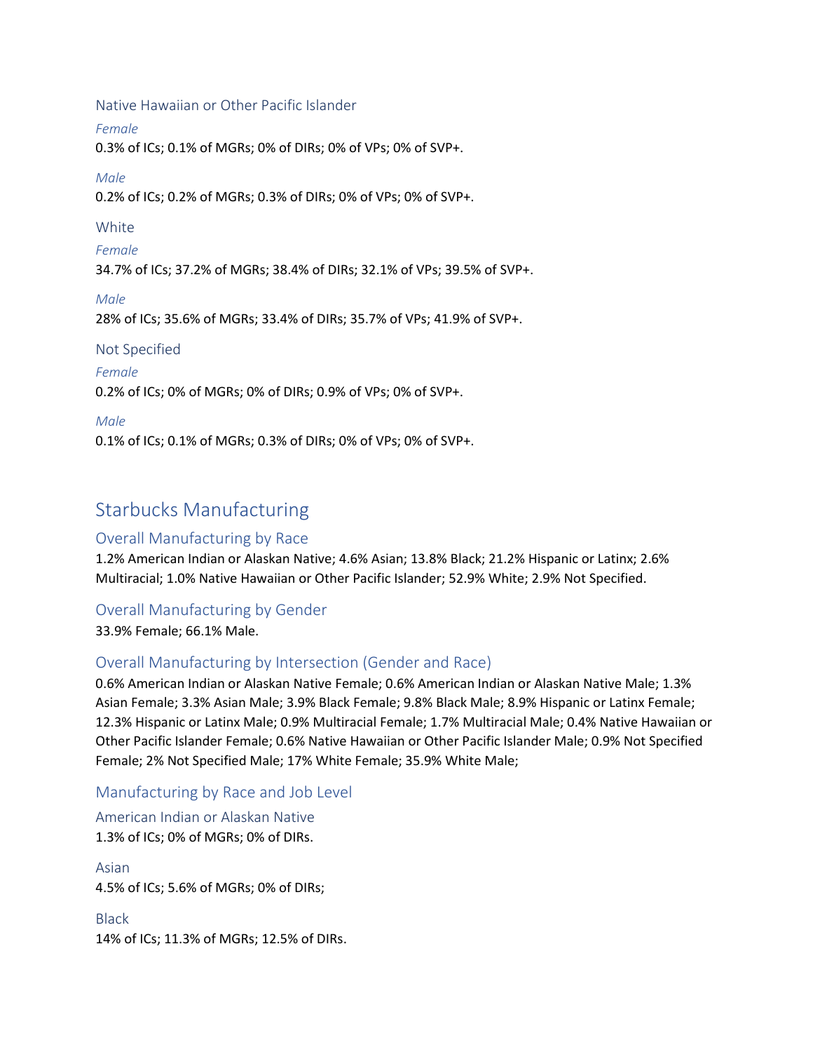### Native Hawaiian or Other Pacific Islander

*Female*

0.3% of ICs; 0.1% of MGRs; 0% of DIRs; 0% of VPs; 0% of SVP+.

*Male*

0.2% of ICs; 0.2% of MGRs; 0.3% of DIRs; 0% of VPs; 0% of SVP+.

### White

*Female*

34.7% of ICs; 37.2% of MGRs; 38.4% of DIRs; 32.1% of VPs; 39.5% of SVP+.

*Male*

28% of ICs; 35.6% of MGRs; 33.4% of DIRs; 35.7% of VPs; 41.9% of SVP+.

### Not Specified

*Female*

0.2% of ICs; 0% of MGRs; 0% of DIRs; 0.9% of VPs; 0% of SVP+.

*Male*

0.1% of ICs; 0.1% of MGRs; 0.3% of DIRs; 0% of VPs; 0% of SVP+.

# Starbucks Manufacturing

## Overall Manufacturing by Race

1.2% American Indian or Alaskan Native; 4.6% Asian; 13.8% Black; 21.2% Hispanic or Latinx; 2.6% Multiracial; 1.0% Native Hawaiian or Other Pacific Islander; 52.9% White; 2.9% Not Specified.

## Overall Manufacturing by Gender

33.9% Female; 66.1% Male.

## Overall Manufacturing by Intersection (Gender and Race)

0.6% American Indian or Alaskan Native Female; 0.6% American Indian or Alaskan Native Male; 1.3% Asian Female; 3.3% Asian Male; 3.9% Black Female; 9.8% Black Male; 8.9% Hispanic or Latinx Female; 12.3% Hispanic or Latinx Male; 0.9% Multiracial Female; 1.7% Multiracial Male; 0.4% Native Hawaiian or Other Pacific Islander Female; 0.6% Native Hawaiian or Other Pacific Islander Male; 0.9% Not Specified Female; 2% Not Specified Male; 17% White Female; 35.9% White Male;

## Manufacturing by Race and Job Level

### American Indian or Alaskan Native

1.3% of ICs; 0% of MGRs; 0% of DIRs.

### Asian

4.5% of ICs; 5.6% of MGRs; 0% of DIRs;

### Black

14% of ICs; 11.3% of MGRs; 12.5% of DIRs.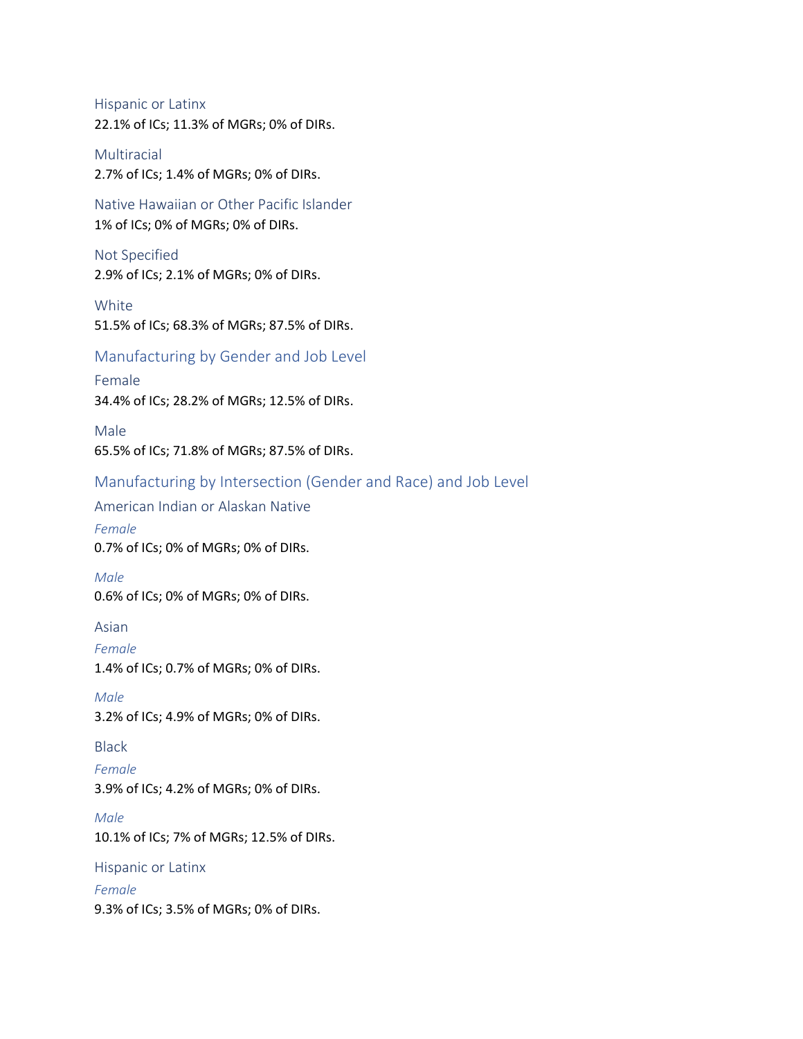### Hispanic or Latinx

22.1% of ICs; 11.3% of MGRs; 0% of DIRs.

### Multiracial

2.7% of ICs; 1.4% of MGRs; 0% of DIRs.

### Native Hawaiian or Other Pacific Islander

1% of ICs; 0% of MGRs; 0% of DIRs.

### Not Specified

2.9% of ICs; 2.1% of MGRs; 0% of DIRs.

### White

51.5% of ICs; 68.3% of MGRs; 87.5% of DIRs.

## Manufacturing by Gender and Job Level

### Female

34.4% of ICs; 28.2% of MGRs; 12.5% of DIRs.

### Male

65.5% of ICs; 71.8% of MGRs; 87.5% of DIRs.

## Manufacturing by Intersection (Gender and Race) and Job Level

### American Indian or Alaskan Native

*Female*

0.7% of ICs; 0% of MGRs; 0% of DIRs.

*Male*

0.6% of ICs; 0% of MGRs; 0% of DIRs.

### Asian

*Female*

1.4% of ICs; 0.7% of MGRs; 0% of DIRs.

*Male*

3.2% of ICs; 4.9% of MGRs; 0% of DIRs.

### Black

*Female*

3.9% of ICs; 4.2% of MGRs; 0% of DIRs.

*Male*

10.1% of ICs; 7% of MGRs; 12.5% of DIRs.

### Hispanic or Latinx

*Female*

9.3% of ICs; 3.5% of MGRs; 0% of DIRs.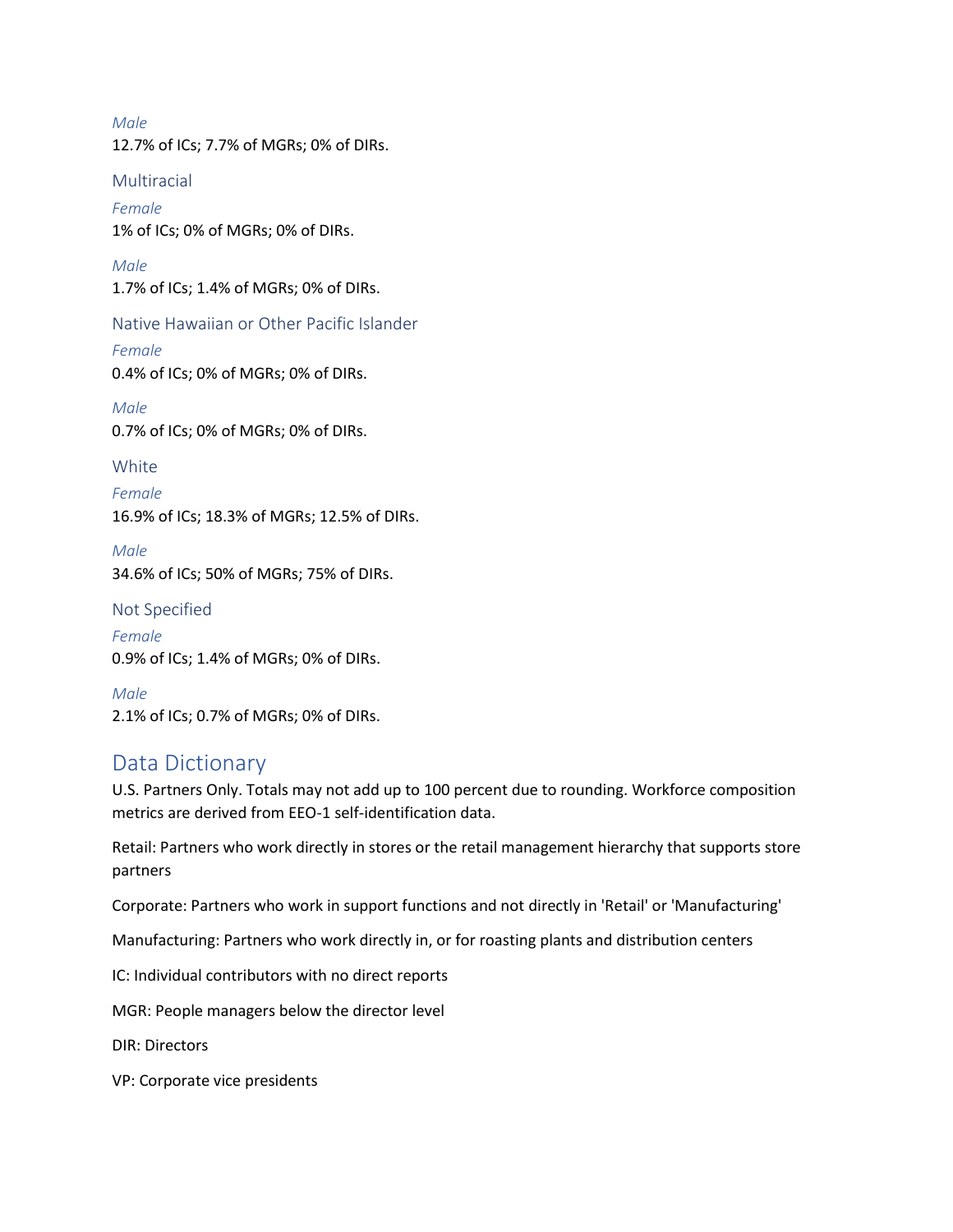*Male*

12.7% of ICs; 7.7% of MGRs; 0% of DIRs.

### Multiracial

*Female*

1% of ICs; 0% of MGRs; 0% of DIRs.

*Male*

1.7% of ICs; 1.4% of MGRs; 0% of DIRs.

### Native Hawaiian or Other Pacific Islander

*Female*

0.4% of ICs; 0% of MGRs; 0% of DIRs.

*Male*

0.7% of ICs; 0% of MGRs; 0% of DIRs.

### White

*Female*

16.9% of ICs; 18.3% of MGRs; 12.5% of DIRs.

*Male*

34.6% of ICs; 50% of MGRs; 75% of DIRs.

### Not Specified

*Female*

0.9% of ICs; 1.4% of MGRs; 0% of DIRs.

*Male*

2.1% of ICs; 0.7% of MGRs; 0% of DIRs.

## Data Dictionary

U.S. Partners Only. Totals may not add up to 100 percent due to rounding. Workforce composition metrics are derived from EEO-1 self-identification data.

Retail: Partners who work directly in stores or the retail management hierarchy that supports store partners

Corporate: Partners who work in support functions and not directly in 'Retail' or 'Manufacturing'

Manufacturing: Partners who work directly in, or for roasting plants and distribution centers

IC: Individual contributors with no direct reports

MGR: People managers below the director level

DIR: Directors

VP: Corporate vice presidents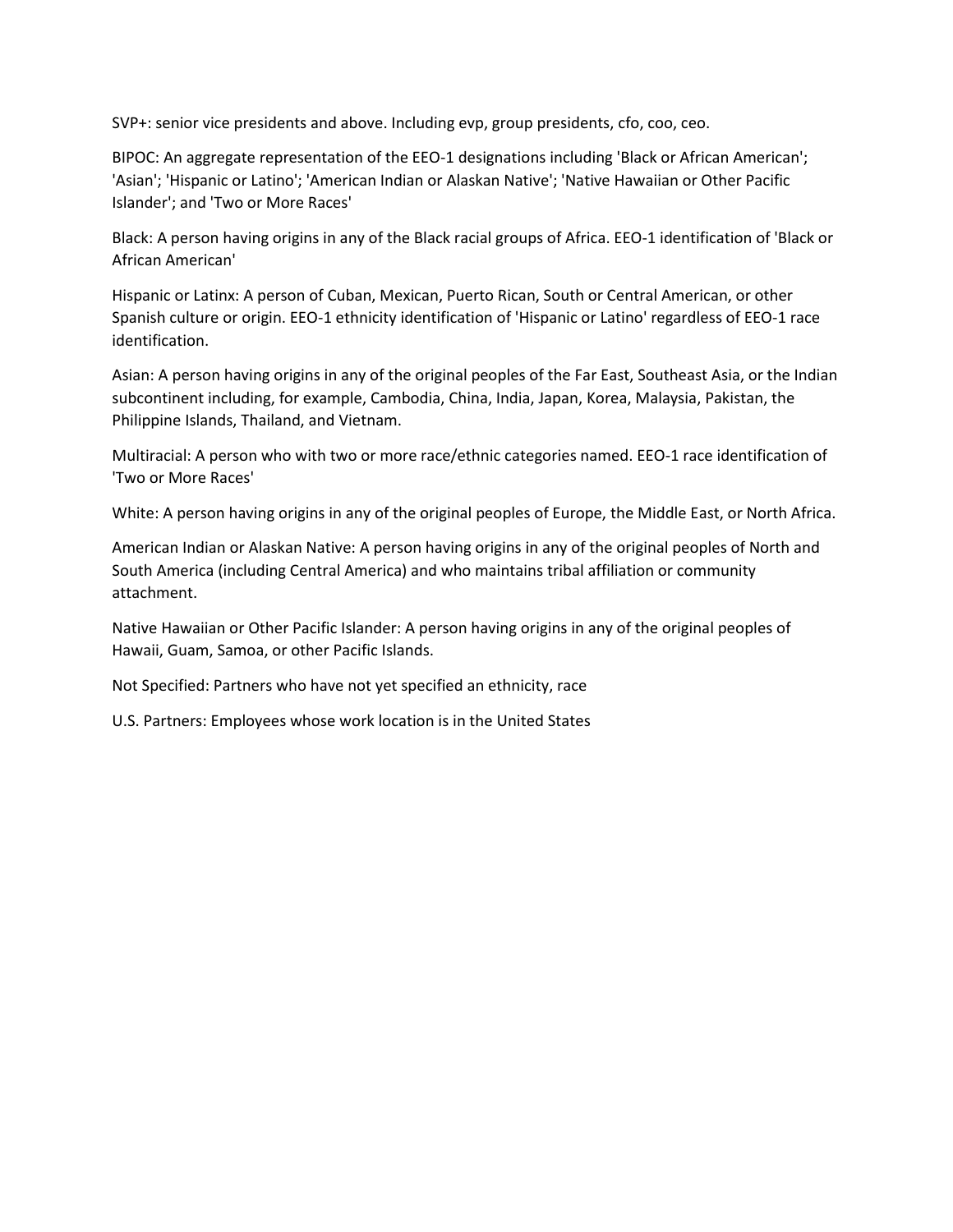SVP+: senior vice presidents and above. Including evp, group presidents, cfo, coo, ceo.

BIPOC: An aggregate representation of the EEO-1 designations including 'Black or African American'; 'Asian'; 'Hispanic or Latino'; 'American Indian or Alaskan Native'; 'Native Hawaiian or Other Pacific Islander'; and 'Two or More Races'

Black: A person having origins in any of the Black racial groups of Africa. EEO-1 identification of 'Black or African American'

Hispanic or Latinx: A person of Cuban, Mexican, Puerto Rican, South or Central American, or other Spanish culture or origin. EEO-1 ethnicity identification of 'Hispanic or Latino' regardless of EEO-1 race identification.

Asian: A person having origins in any of the original peoples of the Far East, Southeast Asia, or the Indian subcontinent including, for example, Cambodia, China, India, Japan, Korea, Malaysia, Pakistan, the Philippine Islands, Thailand, and Vietnam.

Multiracial: A person who with two or more race/ethnic categories named. EEO-1 race identification of 'Two or More Races'

White: A person having origins in any of the original peoples of Europe, the Middle East, or North Africa.

American Indian or Alaskan Native: A person having origins in any of the original peoples of North and South America (including Central America) and who maintains tribal affiliation or community attachment.

Native Hawaiian or Other Pacific Islander: A person having origins in any of the original peoples of Hawaii, Guam, Samoa, or other Pacific Islands.

Not Specified: Partners who have not yet specified an ethnicity, race

U.S. Partners: Employees whose work location is in the United States